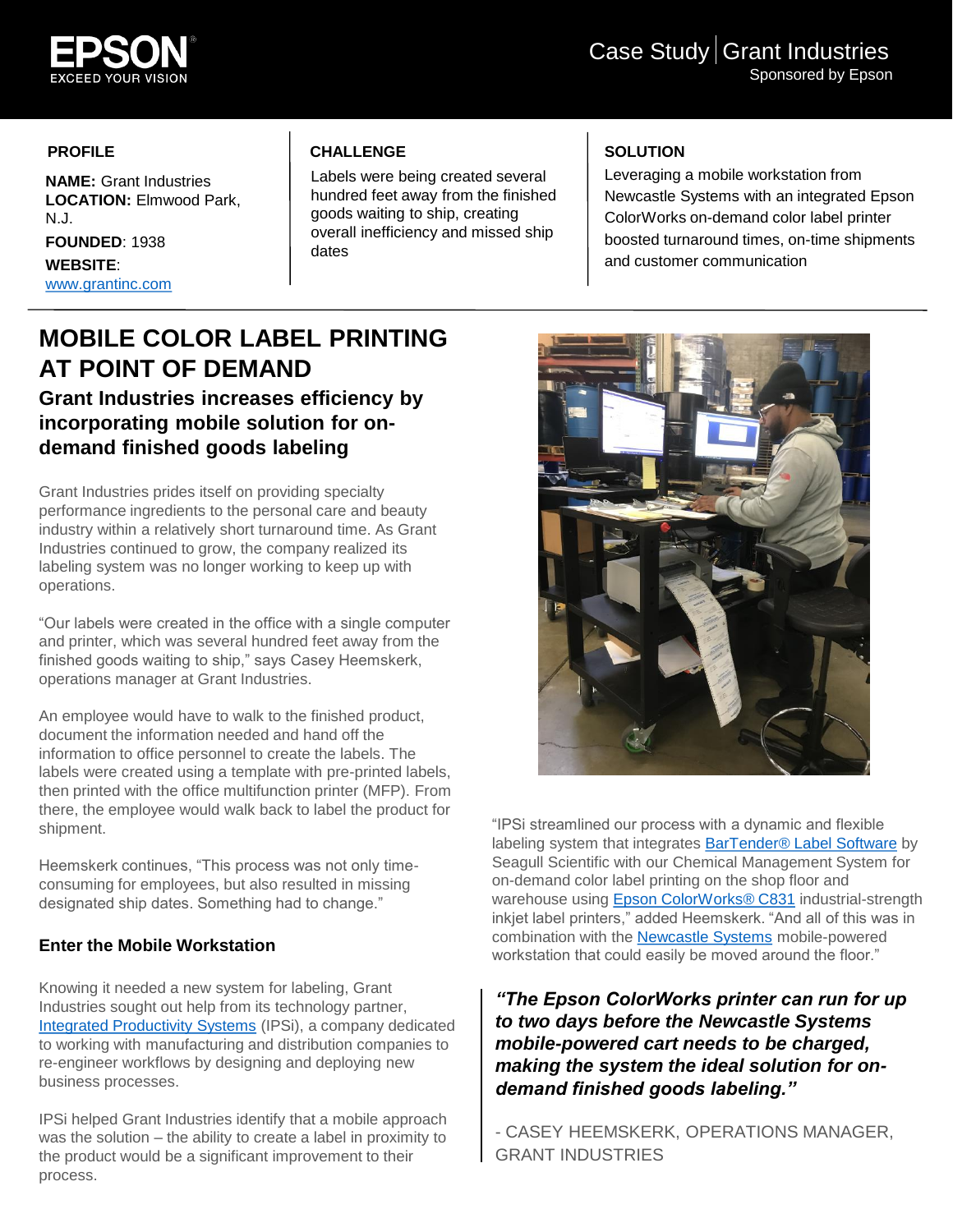EPSON
EXCEED YOUR VISION

# Case Study | Grant Industries

Sponsored by Epson

**PROFILE**

**NAME:** Grant Industries
**LOCATION:** Elmwood Park, N.J.
**FOUNDED**: 1938
**WEBSITE**: www.grantinc.com

**CHALLENGE**

Labels were being created several hundred feet away from the finished goods waiting to ship, creating overall inefficiency and missed ship dates

**SOLUTION**

Leveraging a mobile workstation from Newcastle Systems with an integrated Epson ColorWorks on-demand color label printer boosted turnaround times, on-time shipments and customer communication

## MOBILE COLOR LABEL PRINTING AT POINT OF DEMAND

### Grant Industries increases efficiency by incorporating mobile solution for on-demand finished goods labeling

Grant Industries prides itself on providing specialty performance ingredients to the personal care and beauty industry within a relatively short turnaround time. As Grant Industries continued to grow, the company realized its labeling system was no longer working to keep up with operations.

"Our labels were created in the office with a single computer and printer, which was several hundred feet away from the finished goods waiting to ship," says Casey Heemskerk, operations manager at Grant Industries.

An employee would have to walk to the finished product, document the information needed and hand off the information to office personnel to create the labels. The labels were created using a template with pre-printed labels, then printed with the office multifunction printer (MFP). From there, the employee would walk back to label the product for shipment.

Heemskerk continues, "This process was not only time-consuming for employees, but also resulted in missing designated ship dates. Something had to change."

#### Enter the Mobile Workstation

Knowing it needed a new system for labeling, Grant Industries sought out help from its technology partner, Integrated Productivity Systems (IPSi), a company dedicated to working with manufacturing and distribution companies to re-engineer workflows by designing and deploying new business processes.

IPSi helped Grant Industries identify that a mobile approach was the solution – the ability to create a label in proximity to the product would be a significant improvement to their process.

"IPSi streamlined our process with a dynamic and flexible labeling system that integrates BarTender® Label Software by Seagull Scientific with our Chemical Management System for on-demand color label printing on the shop floor and warehouse using Epson ColorWorks® C831 industrial-strength inkjet label printers," added Heemskerk. "And all of this was in combination with the Newcastle Systems mobile-powered workstation that could easily be moved around the floor."

> ***"The Epson ColorWorks printer can run for up to two days before the Newcastle Systems mobile-powered cart needs to be charged, making the system the ideal solution for on-demand finished goods labeling."***
>
> \- CASEY HEEMSKERK, OPERATIONS MANAGER, GRANT INDUSTRIES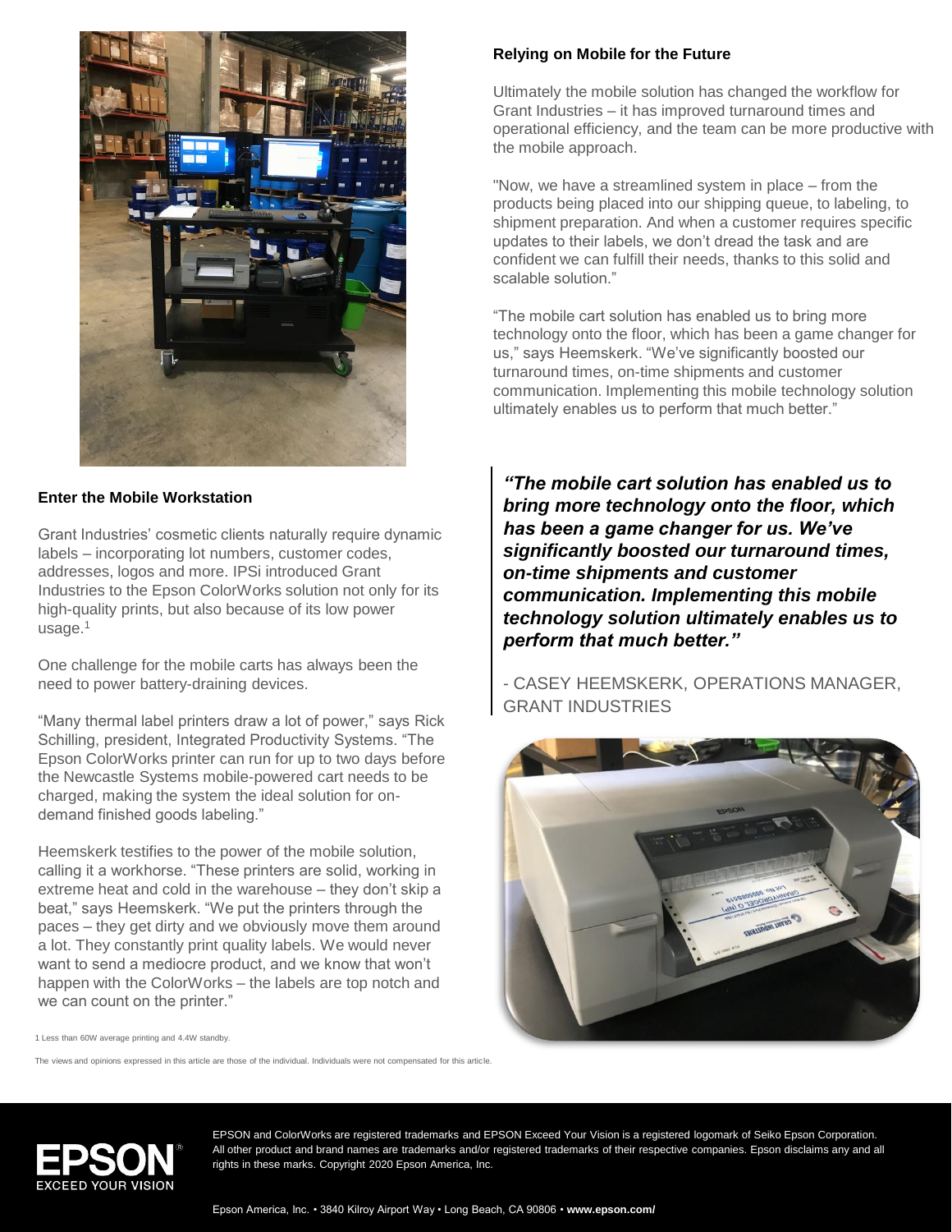### Enter the Mobile Workstation

Grant Industries' cosmetic clients naturally require dynamic labels – incorporating lot numbers, customer codes, addresses, logos and more. IPSi introduced Grant Industries to the Epson ColorWorks solution not only for its high-quality prints, but also because of its low power usage.[1]

One challenge for the mobile carts has always been the need to power battery-draining devices.

"Many thermal label printers draw a lot of power," says Rick Schilling, president, Integrated Productivity Systems. "The Epson ColorWorks printer can run for up to two days before the Newcastle Systems mobile-powered cart needs to be charged, making the system the ideal solution for on-demand finished goods labeling."

Heemskerk testifies to the power of the mobile solution, calling it a workhorse. "These printers are solid, working in extreme heat and cold in the warehouse – they don't skip a beat," says Heemskerk. "We put the printers through the paces – they get dirty and we obviously move them around a lot. They constantly print quality labels. We would never want to send a mediocre product, and we know that won't happen with the ColorWorks – the labels are top notch and we can count on the printer."

### Relying on Mobile for the Future

Ultimately the mobile solution has changed the workflow for Grant Industries – it has improved turnaround times and operational efficiency, and the team can be more productive with the mobile approach.

"Now, we have a streamlined system in place – from the products being placed into our shipping queue, to labeling, to shipment preparation. And when a customer requires specific updates to their labels, we don't dread the task and are confident we can fulfill their needs, thanks to this solid and scalable solution."

"The mobile cart solution has enabled us to bring more technology onto the floor, which has been a game changer for us," says Heemskerk. "We've significantly boosted our turnaround times, on-time shipments and customer communication. Implementing this mobile technology solution ultimately enables us to perform that much better."

***"The mobile cart solution has enabled us to bring more technology onto the floor, which has been a game changer for us. We've significantly boosted our turnaround times, on-time shipments and customer communication. Implementing this mobile technology solution ultimately enables us to perform that much better."***

- CASEY HEEMSKERK, OPERATIONS MANAGER, GRANT INDUSTRIES

1 Less than 60W average printing and 4.4W standby.

The views and opinions expressed in this article are those of the individual. Individuals were not compensated for this article.

EPSON and ColorWorks are registered trademarks and EPSON Exceed Your Vision is a registered logomark of Seiko Epson Corporation. All other product and brand names are trademarks and/or registered trademarks of their respective companies. Epson disclaims any and all rights in these marks. Copyright 2020 Epson America, Inc.

Epson America, Inc. • 3840 Kilroy Airport Way • Long Beach, CA 90806 • **www.epson.com/**